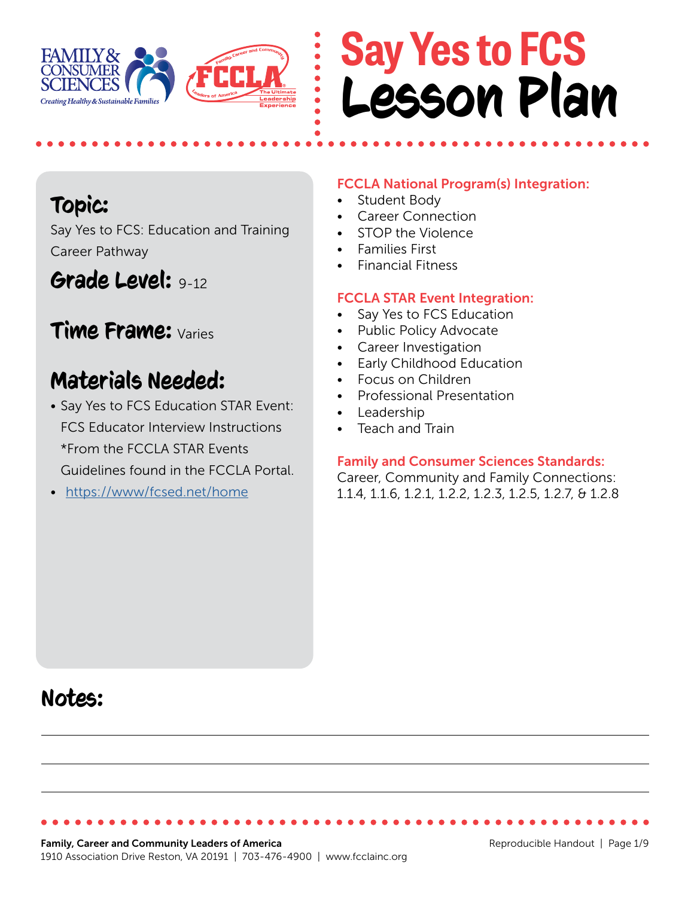# Say Yes to FCS Lesson Plan

## Topic:

Say Yes to FCS: Education and Training Career Pathway

## Grade Level: 9-12

## Time Frame: Varies

## Materials Needed:

- Say Yes to FCS Education STAR Event: FCS Educator Interview Instructions *From the FCCLA STAR Events Guidelines found in the FCCLA Portal.
- https://www/fcsed.net/home

### FCCLA National Program(s) Integration:

- Student Body
- Career Connection
- STOP the Violence
- Families First
- Financial Fitness

### FCCLA STAR Event Integration:

- Say Yes to FCS Education
- Public Policy Advocate
- Career Investigation
- Early Childhood Education
- Focus on Children
- Professional Presentation
- Leadership
- Teach and Train

### Family and Consumer Sciences Standards:

Career, Community and Family Connections: 1.1.4, 1.1.6, 1.2.1, 1.2.2, 1.2.3, 1.2.5, 1.2.7, & 1.2.8

## Notes:

**Family, Career and Community Leaders of America**
1910 Association Drive Reston, VA 20191 | 703-476-4900 | www.fcclainc.org

Reproducible Handout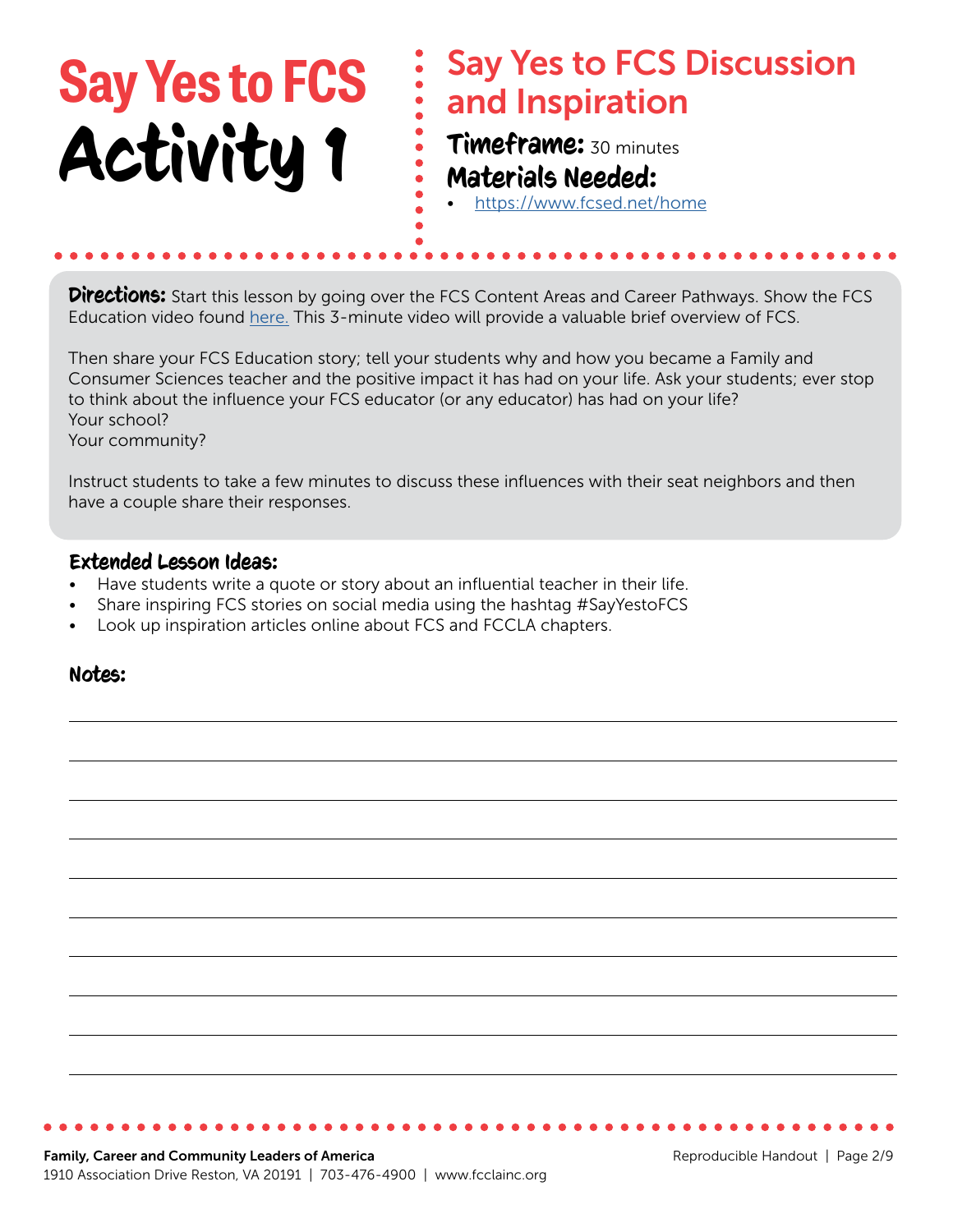# Say Yes to FCS Activity 1

## Say Yes to FCS Discussion and Inspiration

**Timeframe:** 30 minutes

**Materials Needed:**

- https://www.fcsed.net/home

**Directions:** Start this lesson by going over the FCS Content Areas and Career Pathways. Show the FCS Education video found here. This 3-minute video will provide a valuable brief overview of FCS.

Then share your FCS Education story; tell your students why and how you became a Family and Consumer Sciences teacher and the positive impact it has had on your life. Ask your students; ever stop to think about the influence your FCS educator (or any educator) has had on your life?
Your school?
Your community?

Instruct students to take a few minutes to discuss these influences with their seat neighbors and then have a couple share their responses.

**Extended Lesson Ideas:**

- Have students write a quote or story about an influential teacher in their life.
- Share inspiring FCS stories on social media using the hashtag #SayYestoFCS
- Look up inspiration articles online about FCS and FCCLA chapters.

**Notes:**

Family, Career and Community Leaders of America
1910 Association Drive Reston, VA 20191 | 703-476-4900 | www.fcclainc.org

Reproducible Handout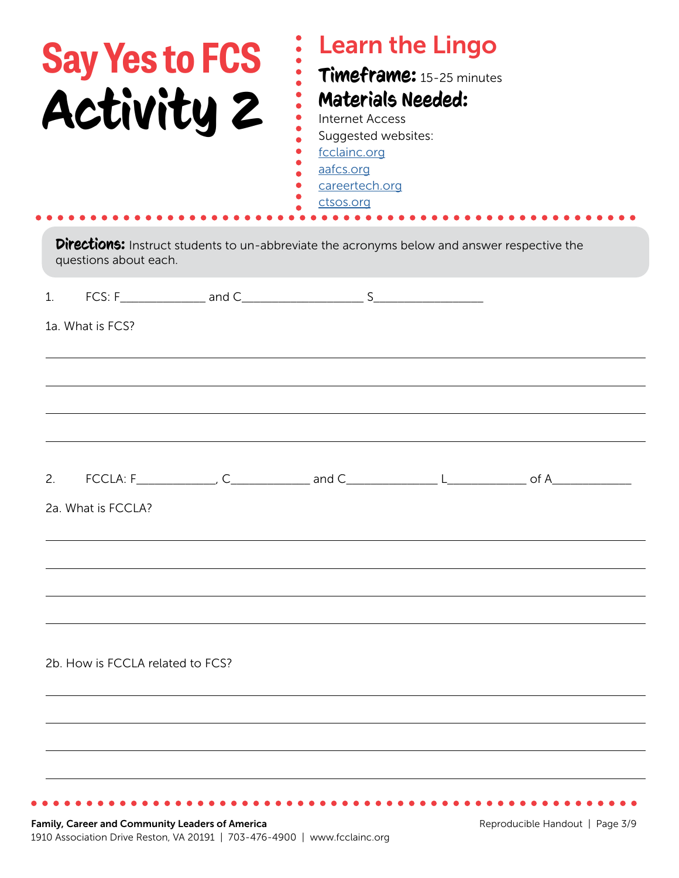# Say Yes to FCS Activity 2

## Learn the Lingo

**Timeframe:** 15-25 minutes

**Materials Needed:**

Internet Access

Suggested websites:

- fcclainc.org
- aafcs.org
- careertech.org
- ctsos.org

**Directions:** Instruct students to un-abbreviate the acronyms below and answer respective the questions about each.

1. FCS: F_____________ and C___________________ S________________

1a. What is FCS?

______________________________________________________________________

______________________________________________________________________

______________________________________________________________________

______________________________________________________________________

2. FCCLA: F____________, C____________ and C______________ L____________ of A____________

2a. What is FCCLA?

______________________________________________________________________

______________________________________________________________________

______________________________________________________________________

______________________________________________________________________

2b. How is FCCLA related to FCS?

______________________________________________________________________

______________________________________________________________________

______________________________________________________________________

______________________________________________________________________

**Family, Career and Community Leaders of America**
1910 Association Drive Reston, VA 20191 | 703-476-4900 | www.fcclainc.org

Reproducible Handout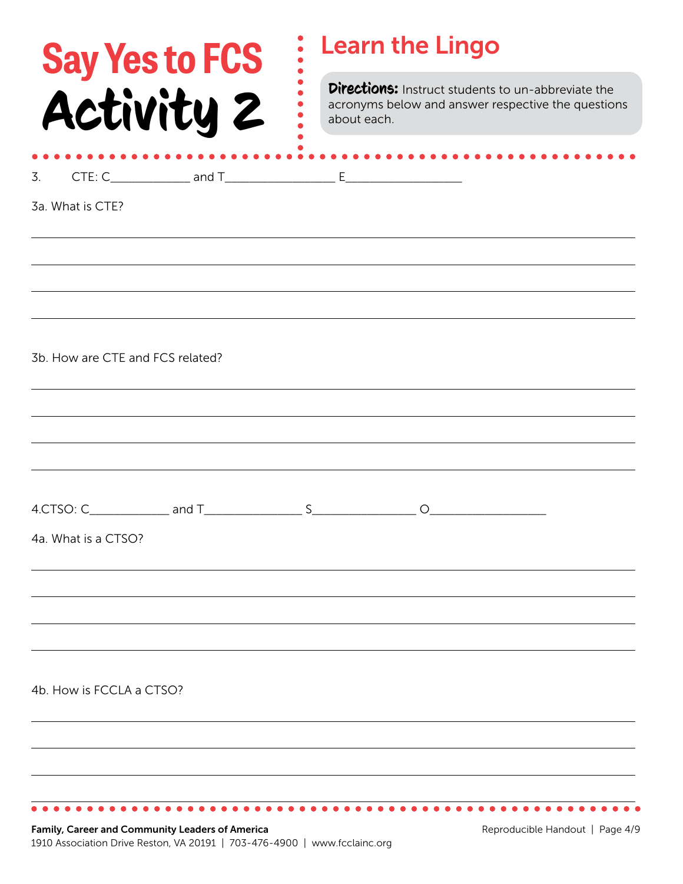# Say Yes to FCS

# Activity 2

## Learn the Lingo

**Directions:** Instruct students to un-abbreviate the acronyms below and answer respective the questions about each.

3. CTE: C_____________ and T_________________ E__________________

3a. What is CTE?

______________________________________________________________________

______________________________________________________________________

______________________________________________________________________

______________________________________________________________________

3b. How are CTE and FCS related?

______________________________________________________________________

______________________________________________________________________

______________________________________________________________________

______________________________________________________________________

4.CTSO: C_____________ and T_______________ S________________ O__________________

4a. What is a CTSO?

______________________________________________________________________

______________________________________________________________________

______________________________________________________________________

______________________________________________________________________

4b. How is FCCLA a CTSO?

______________________________________________________________________

______________________________________________________________________

______________________________________________________________________

______________________________________________________________________

**Family, Career and Community Leaders of America**
1910 Association Drive Reston, VA 20191 | 703-476-4900 | www.fcclainc.org

Reproducible Handout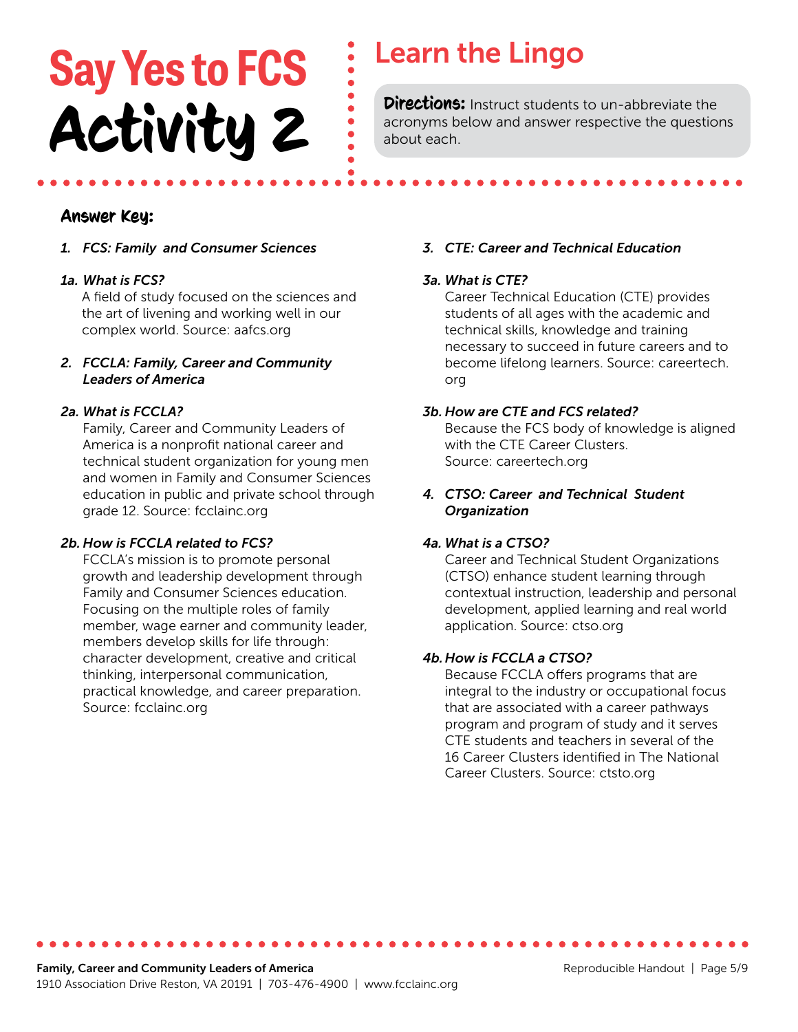# Say Yes to FCS Activity 2

## Learn the Lingo

**Directions:** Instruct students to un-abbreviate the acronyms below and answer respective the questions about each.

### Answer Key:

1. ***FCS: Family and Consumer Sciences***

*1a. **What is FCS?***

A field of study focused on the sciences and the art of livening and working well in our complex world. Source: aafcs.org

2. ***FCCLA: Family, Career and Community Leaders of America***

*2a. **What is FCCLA?***

Family, Career and Community Leaders of America is a nonprofit national career and technical student organization for young men and women in Family and Consumer Sciences education in public and private school through grade 12. Source: fcclainc.org

*2b. **How is FCCLA related to FCS?***

FCCLA's mission is to promote personal growth and leadership development through Family and Consumer Sciences education. Focusing on the multiple roles of family member, wage earner and community leader, members develop skills for life through: character development, creative and critical thinking, interpersonal communication, practical knowledge, and career preparation. Source: fcclainc.org

3. ***CTE: Career and Technical Education***

*3a. **What is CTE?***

Career Technical Education (CTE) provides students of all ages with the academic and technical skills, knowledge and training necessary to succeed in future careers and to become lifelong learners. Source: careertech.org

*3b. **How are CTE and FCS related?***

Because the FCS body of knowledge is aligned with the CTE Career Clusters. Source: careertech.org

4. ***CTSO: Career and Technical Student Organization***

*4a. **What is a CTSO?***

Career and Technical Student Organizations (CTSO) enhance student learning through contextual instruction, leadership and personal development, applied learning and real world application. Source: ctso.org

*4b. **How is FCCLA a CTSO?***

Because FCCLA offers programs that are integral to the industry or occupational focus that are associated with a career pathways program and program of study and it serves CTE students and teachers in several of the 16 Career Clusters identified in The National Career Clusters. Source: ctsto.org

**Family, Career and Community Leaders of America**
1910 Association Drive Reston, VA 20191 | 703-476-4900 | www.fcclainc.org

Reproducible Handout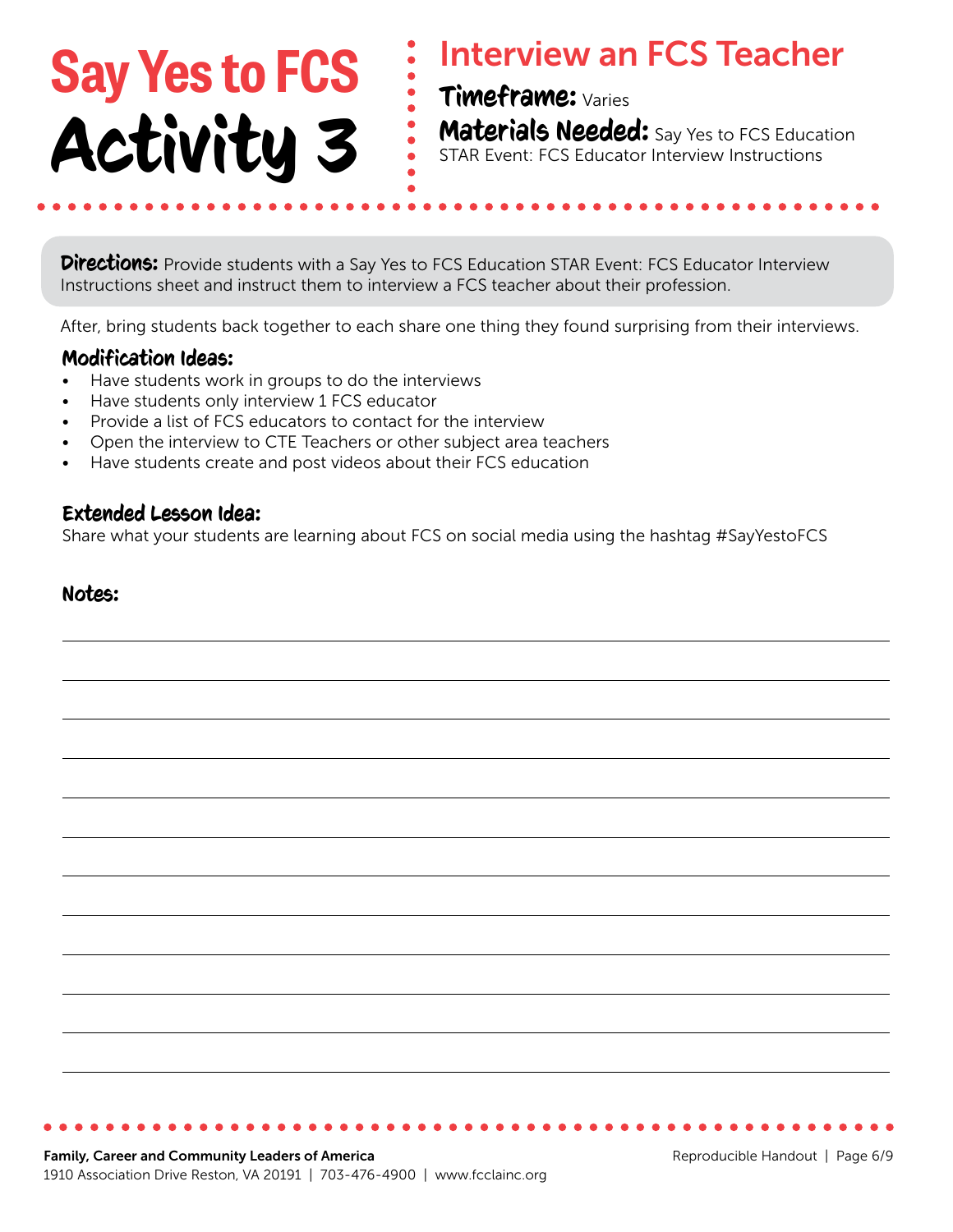# Say Yes to FCS Activity 3

## Interview an FCS Teacher

**Timeframe:** Varies

**Materials Needed:** Say Yes to FCS Education STAR Event: FCS Educator Interview Instructions

**Directions:** Provide students with a Say Yes to FCS Education STAR Event: FCS Educator Interview Instructions sheet and instruct them to interview a FCS teacher about their profession.

After, bring students back together to each share one thing they found surprising from their interviews.

### Modification Ideas:

- Have students work in groups to do the interviews
- Have students only interview 1 FCS educator
- Provide a list of FCS educators to contact for the interview
- Open the interview to CTE Teachers or other subject area teachers
- Have students create and post videos about their FCS education

### Extended Lesson Idea:

Share what your students are learning about FCS on social media using the hashtag #SayYestoFCS

### Notes:

Family, Career and Community Leaders of America
1910 Association Drive Reston, VA 20191 | 703-476-4900 | www.fcclainc.org

Reproducible Handout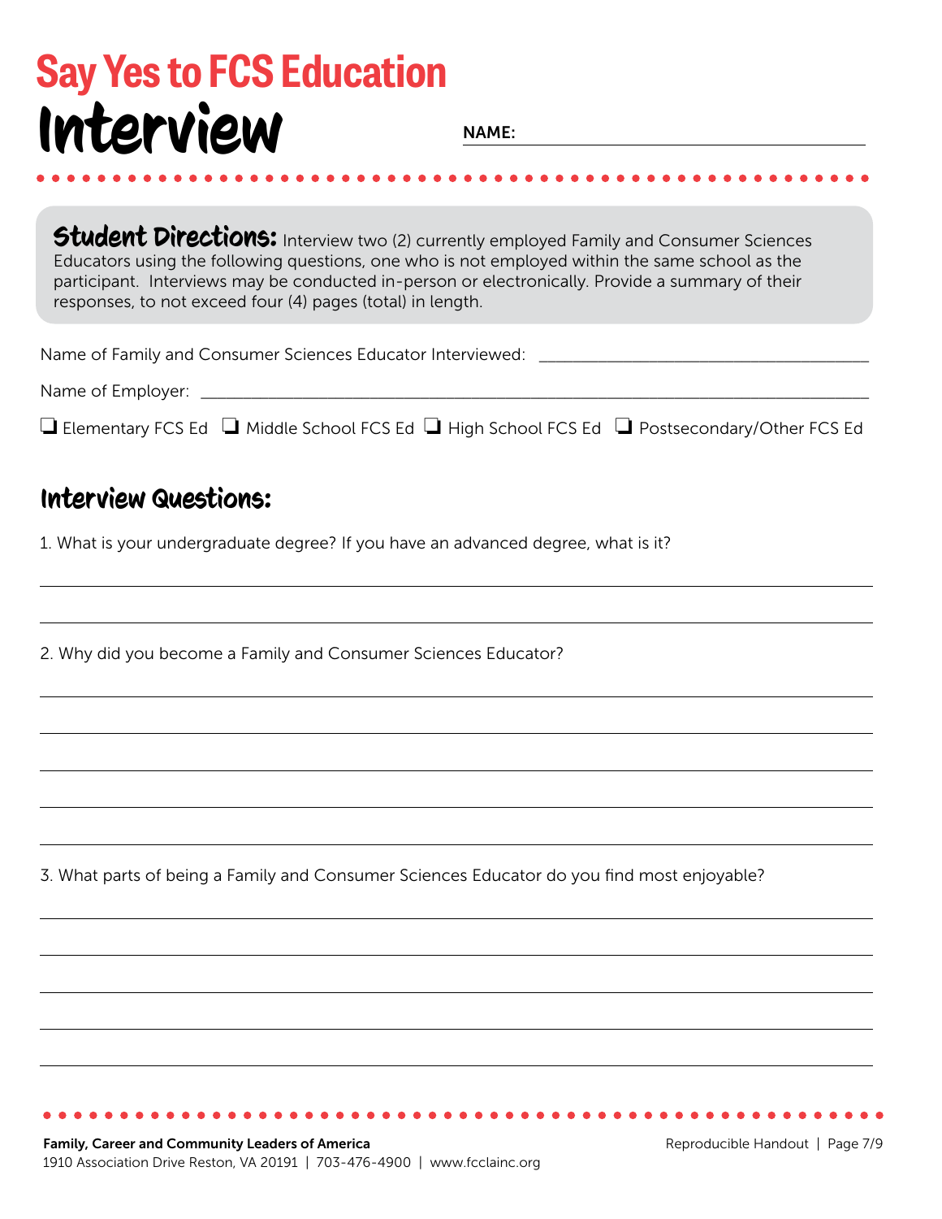# Say Yes to FCS Education

# Interview

**NAME:** ______________________________

**Student Directions:** Interview two (2) currently employed Family and Consumer Sciences Educators using the following questions, one who is not employed within the same school as the participant. Interviews may be conducted in-person or electronically. Provide a summary of their responses, to not exceed four (4) pages (total) in length.

Name of Family and Consumer Sciences Educator Interviewed: ______________________________

Name of Employer: ______________________________

❑ Elementary FCS Ed ❑ Middle School FCS Ed ❑ High School FCS Ed ❑ Postsecondary/Other FCS Ed

## Interview Questions:

1. What is your undergraduate degree? If you have an advanced degree, what is it?

______________________________

______________________________

2. Why did you become a Family and Consumer Sciences Educator?

______________________________

______________________________

______________________________

______________________________

______________________________

3. What parts of being a Family and Consumer Sciences Educator do you find most enjoyable?

______________________________

______________________________

______________________________

______________________________

______________________________

**Family, Career and Community Leaders of America**
1910 Association Drive Reston, VA 20191 | 703-476-4900 | www.fcclainc.org

Reproducible Handout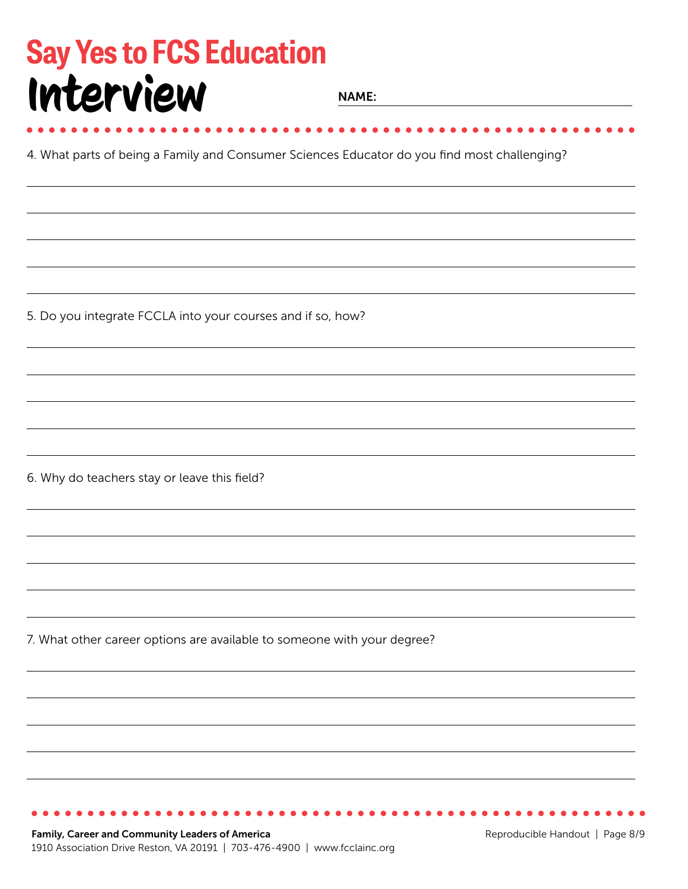# Say Yes to FCS Education

## Interview

**NAME:** \_\_\_\_\_\_\_\_\_\_\_\_\_\_\_\_\_\_\_\_\_\_\_\_\_\_\_\_\_\_\_\_

4. What parts of being a Family and Consumer Sciences Educator do you find most challenging?

5. Do you integrate FCCLA into your courses and if so, how?

6. Why do teachers stay or leave this field?

7. What other career options are available to someone with your degree?

**Family, Career and Community Leaders of America**
1910 Association Drive Reston, VA 20191 | 703-476-4900 | www.fcclainc.org

Reproducible Handout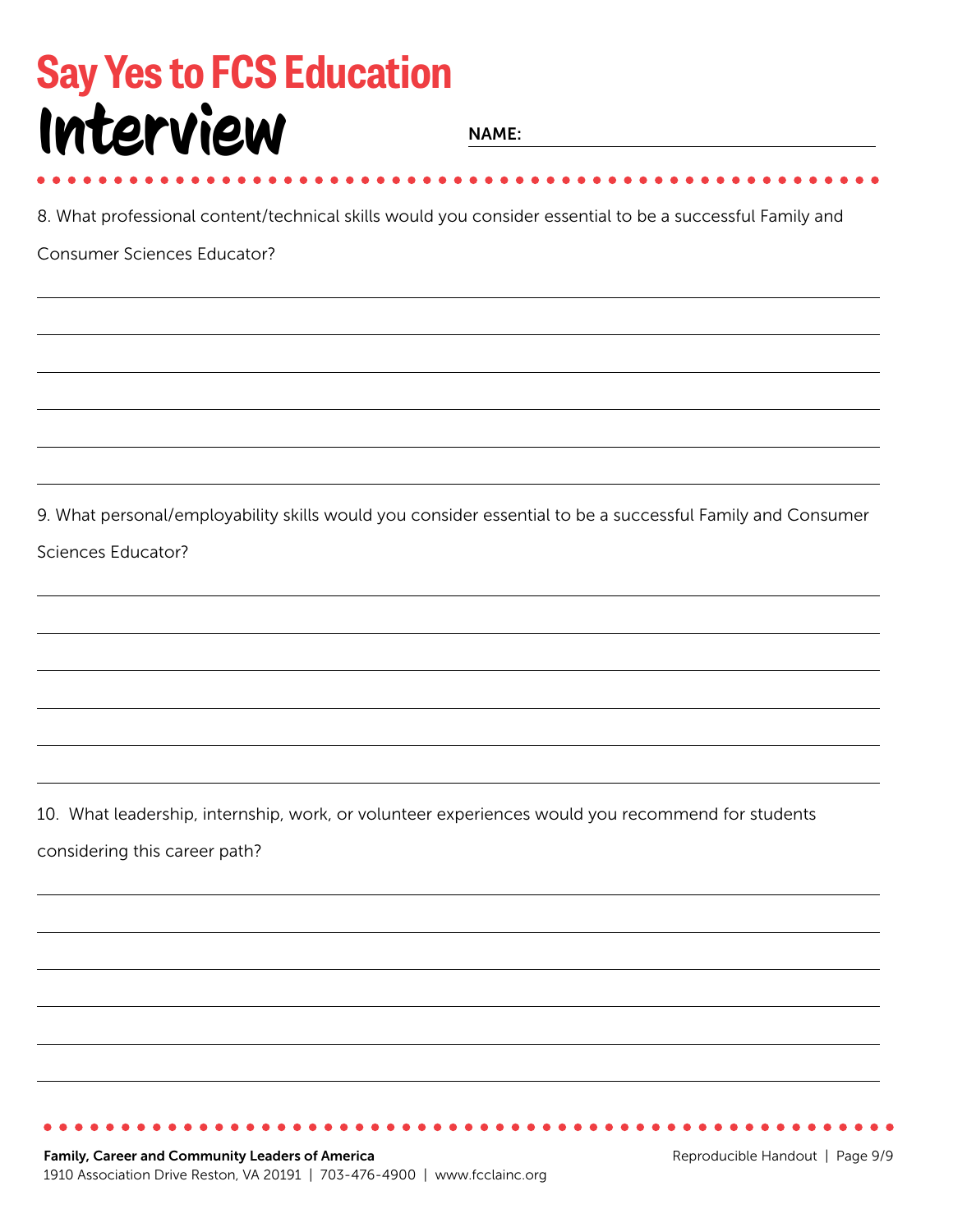# Say Yes to FCS Education

## Interview

**NAME:** ______________________________

8. What professional content/technical skills would you consider essential to be a successful Family and Consumer Sciences Educator?

9. What personal/employability skills would you consider essential to be a successful Family and Consumer Sciences Educator?

10. What leadership, internship, work, or volunteer experiences would you recommend for students considering this career path?

**Family, Career and Community Leaders of America**
1910 Association Drive Reston, VA 20191 | 703-476-4900 | www.fcclainc.org

Reproducible Handout